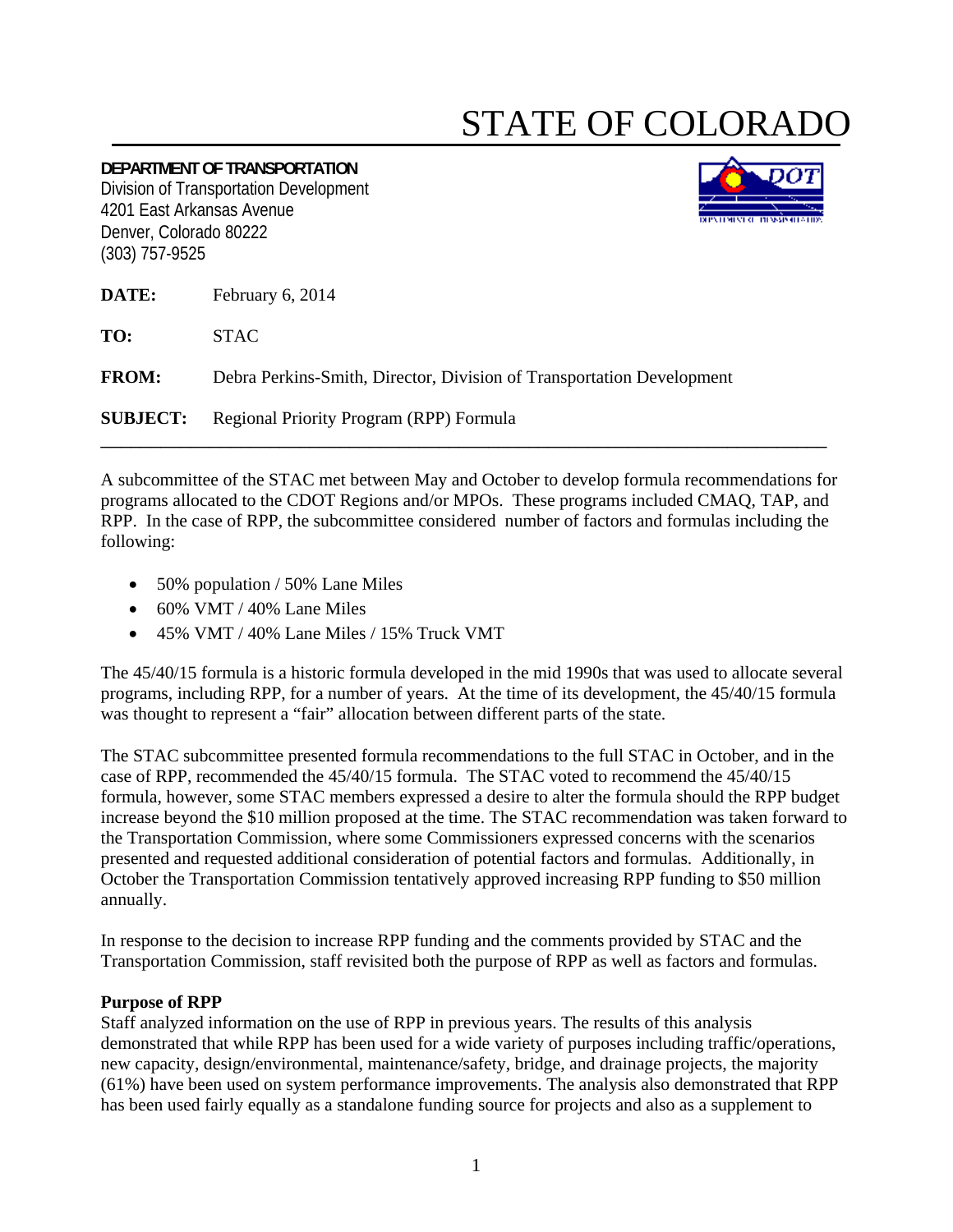# STATE OF COLORADO

**DEPARTMENT OF TRANSPORTATION**
Division of Transportation Development
4201 East Arkansas Avenue
Denver, Colorado 80222
(303) 757-9525

**DATE:** February 6, 2014

**TO:** STAC

**FROM:** Debra Perkins-Smith, Director, Division of Transportation Development

**SUBJECT:** Regional Priority Program (RPP) Formula

---

A subcommittee of the STAC met between May and October to develop formula recommendations for programs allocated to the CDOT Regions and/or MPOs. These programs included CMAQ, TAP, and RPP. In the case of RPP, the subcommittee considered number of factors and formulas including the following:

- 50% population / 50% Lane Miles
- 60% VMT / 40% Lane Miles
- 45% VMT / 40% Lane Miles / 15% Truck VMT

The 45/40/15 formula is a historic formula developed in the mid 1990s that was used to allocate several programs, including RPP, for a number of years. At the time of its development, the 45/40/15 formula was thought to represent a "fair" allocation between different parts of the state.

The STAC subcommittee presented formula recommendations to the full STAC in October, and in the case of RPP, recommended the 45/40/15 formula. The STAC voted to recommend the 45/40/15 formula, however, some STAC members expressed a desire to alter the formula should the RPP budget increase beyond the $10 million proposed at the time. The STAC recommendation was taken forward to the Transportation Commission, where some Commissioners expressed concerns with the scenarios presented and requested additional consideration of potential factors and formulas. Additionally, in October the Transportation Commission tentatively approved increasing RPP funding to $50 million annually.

In response to the decision to increase RPP funding and the comments provided by STAC and the Transportation Commission, staff revisited both the purpose of RPP as well as factors and formulas.

**Purpose of RPP**

Staff analyzed information on the use of RPP in previous years. The results of this analysis demonstrated that while RPP has been used for a wide variety of purposes including traffic/operations, new capacity, design/environmental, maintenance/safety, bridge, and drainage projects, the majority (61%) have been used on system performance improvements. The analysis also demonstrated that RPP has been used fairly equally as a standalone funding source for projects and also as a supplement to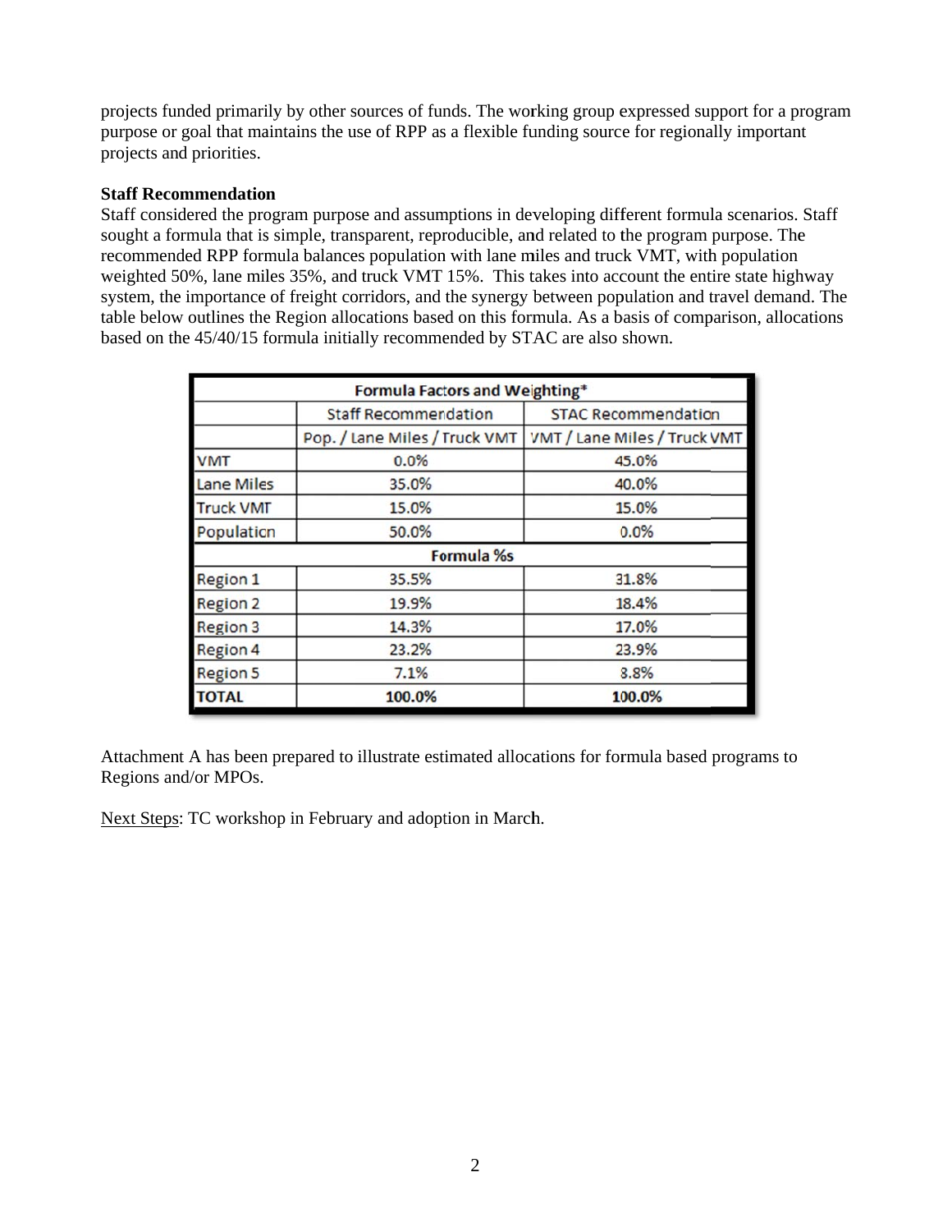projects funded primarily by other sources of funds. The working group expressed support for a program purpose or goal that maintains the use of RPP as a flexible funding source for regionally important projects and priorities.

**Staff Recommendation**

Staff considered the program purpose and assumptions in developing different formula scenarios. Staff sought a formula that is simple, transparent, reproducible, and related to the program purpose. The recommended RPP formula balances population with lane miles and truck VMT, with population weighted 50%, lane miles 35%, and truck VMT 15%. This takes into account the entire state highway system, the importance of freight corridors, and the synergy between population and travel demand. The table below outlines the Region allocations based on this formula. As a basis of comparison, allocations based on the 45/40/15 formula initially recommended by STAC are also shown.

| Formula Factors and Weighting* | | |
|---|---|---|
| | Staff Recommendation | STAC Recommendation |
| | Pop. / Lane Miles / Truck VMT | VMT / Lane Miles / Truck VMT |
| VMT | 0.0% | 45.0% |
| Lane Miles | 35.0% | 40.0% |
| Truck VMT | 15.0% | 15.0% |
| Population | 50.0% | 0.0% |
| **Formula %s** | | |
| Region 1 | 35.5% | 31.8% |
| Region 2 | 19.9% | 18.4% |
| Region 3 | 14.3% | 17.0% |
| Region 4 | 23.2% | 23.9% |
| Region 5 | 7.1% | 8.8% |
| **TOTAL** | **100.0%** | **100.0%** |

Attachment A has been prepared to illustrate estimated allocations for formula based programs to Regions and/or MPOs.

Next Steps: TC workshop in February and adoption in March.